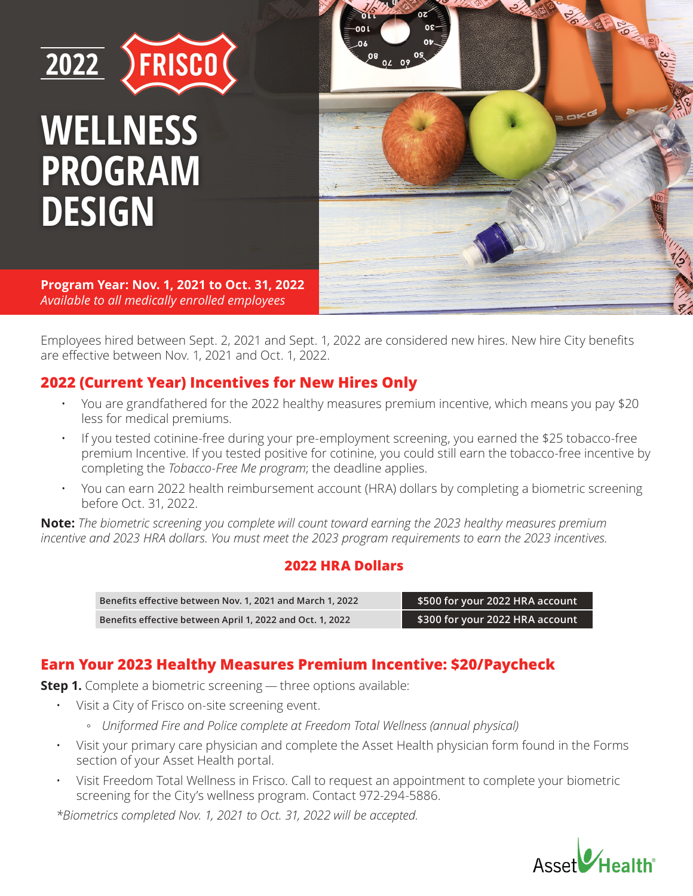# 2022 FRISCO WELLNESS PROGRAM DESIGN

**Program Year: Nov. 1, 2021 to Oct. 31, 2022**
*Available to all medically enrolled employees*

Employees hired between Sept. 2, 2021 and Sept. 1, 2022 are considered new hires. New hire City benefits are effective between Nov. 1, 2021 and Oct. 1, 2022.

## 2022 (Current Year) Incentives for New Hires Only

- You are grandfathered for the 2022 healthy measures premium incentive, which means you pay $20 less for medical premiums.
- If you tested cotinine-free during your pre-employment screening, you earned the $25 tobacco-free premium Incentive. If you tested positive for cotinine, you could still earn the tobacco-free incentive by completing the *Tobacco-Free Me program*; the deadline applies.
- You can earn 2022 health reimbursement account (HRA) dollars by completing a biometric screening before Oct. 31, 2022.

**Note:** *The biometric screening you complete will count toward earning the 2023 healthy measures premium incentive and 2023 HRA dollars. You must meet the 2023 program requirements to earn the 2023 incentives.*

### 2022 HRA Dollars

| | |
|---|---|
| Benefits effective between Nov. 1, 2021 and March 1, 2022 | $500 for your 2022 HRA account |
| Benefits effective between April 1, 2022 and Oct. 1, 2022 | $300 for your 2022 HRA account |

## Earn Your 2023 Healthy Measures Premium Incentive: $20/Paycheck

**Step 1.** Complete a biometric screening — three options available:

- Visit a City of Frisco on-site screening event.
  - *Uniformed Fire and Police complete at Freedom Total Wellness (annual physical)*
- Visit your primary care physician and complete the Asset Health physician form found in the Forms section of your Asset Health portal.
- Visit Freedom Total Wellness in Frisco. Call to request an appointment to complete your biometric screening for the City's wellness program. Contact 972-294-5886.

*\*Biometrics completed Nov. 1, 2021 to Oct. 31, 2022 will be accepted.*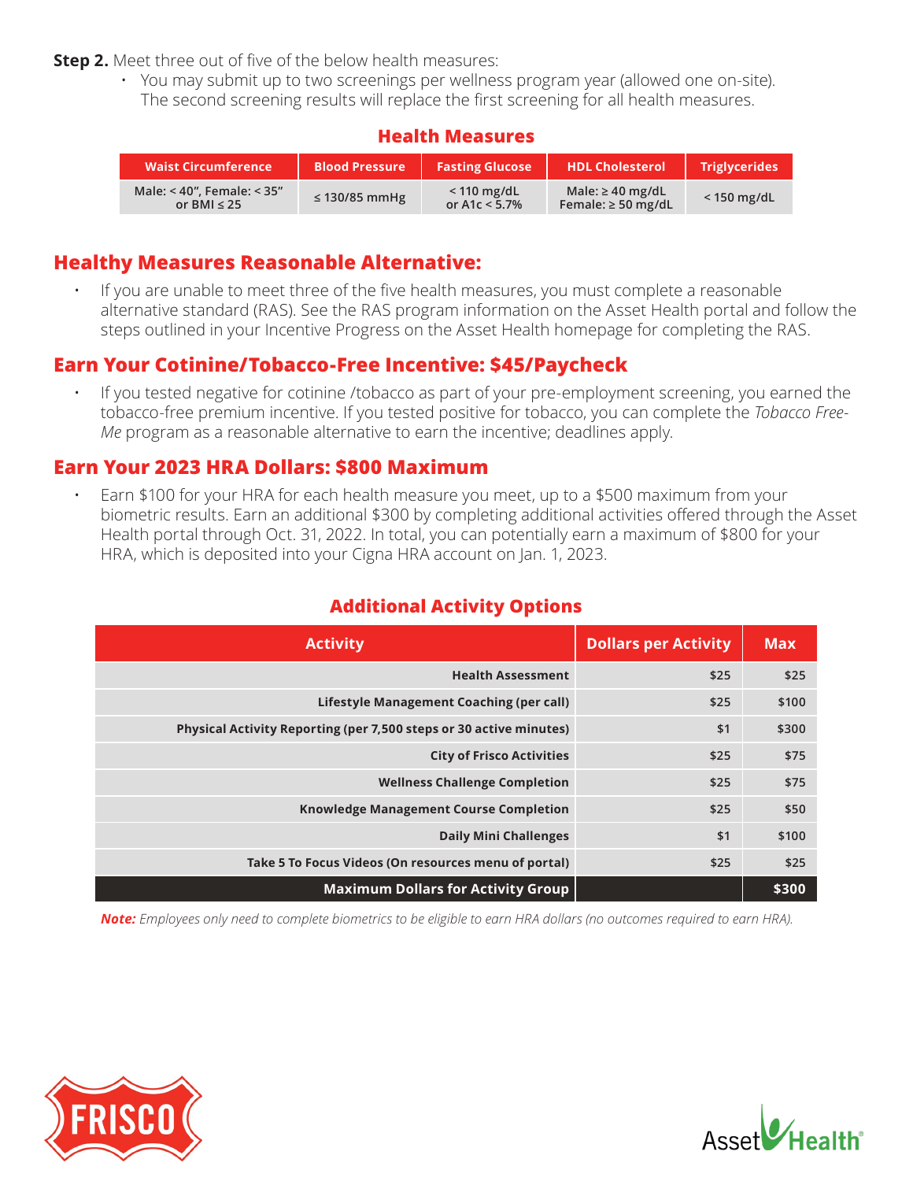**Step 2.** Meet three out of five of the below health measures:

- You may submit up to two screenings per wellness program year (allowed one on-site). The second screening results will replace the first screening for all health measures.

## Health Measures

| Waist Circumference | Blood Pressure | Fasting Glucose | HDL Cholesterol | Triglycerides |
|---|---|---|---|---|
| Male: < 40", Female: < 35" or BMI ≤ 25 | ≤ 130/85 mmHg | < 110 mg/dL or A1c < 5.7% | Male: ≥ 40 mg/dL Female: ≥ 50 mg/dL | < 150 mg/dL |

## Healthy Measures Reasonable Alternative:

- If you are unable to meet three of the five health measures, you must complete a reasonable alternative standard (RAS). See the RAS program information on the Asset Health portal and follow the steps outlined in your Incentive Progress on the Asset Health homepage for completing the RAS.

## Earn Your Cotinine/Tobacco-Free Incentive: $45/Paycheck

- If you tested negative for cotinine /tobacco as part of your pre-employment screening, you earned the tobacco-free premium incentive. If you tested positive for tobacco, you can complete the *Tobacco Free-Me* program as a reasonable alternative to earn the incentive; deadlines apply.

## Earn Your 2023 HRA Dollars: $800 Maximum

- Earn $100 for your HRA for each health measure you meet, up to a $500 maximum from your biometric results. Earn an additional $300 by completing additional activities offered through the Asset Health portal through Oct. 31, 2022. In total, you can potentially earn a maximum of $800 for your HRA, which is deposited into your Cigna HRA account on Jan. 1, 2023.

## Additional Activity Options

| Activity | Dollars per Activity | Max |
|---|---|---|
| Health Assessment | $25 | $25 |
| Lifestyle Management Coaching (per call) | $25 | $100 |
| Physical Activity Reporting (per 7,500 steps or 30 active minutes) | $1 | $300 |
| City of Frisco Activities | $25 | $75 |
| Wellness Challenge Completion | $25 | $75 |
| Knowledge Management Course Completion | $25 | $50 |
| Daily Mini Challenges | $1 | $100 |
| Take 5 To Focus Videos (On resources menu of portal) | $25 | $25 |
| **Maximum Dollars for Activity Group** | | **$300** |

***Note:*** *Employees only need to complete biometrics to be eligible to earn HRA dollars (no outcomes required to earn HRA).*

FRISCO

Asset Health®